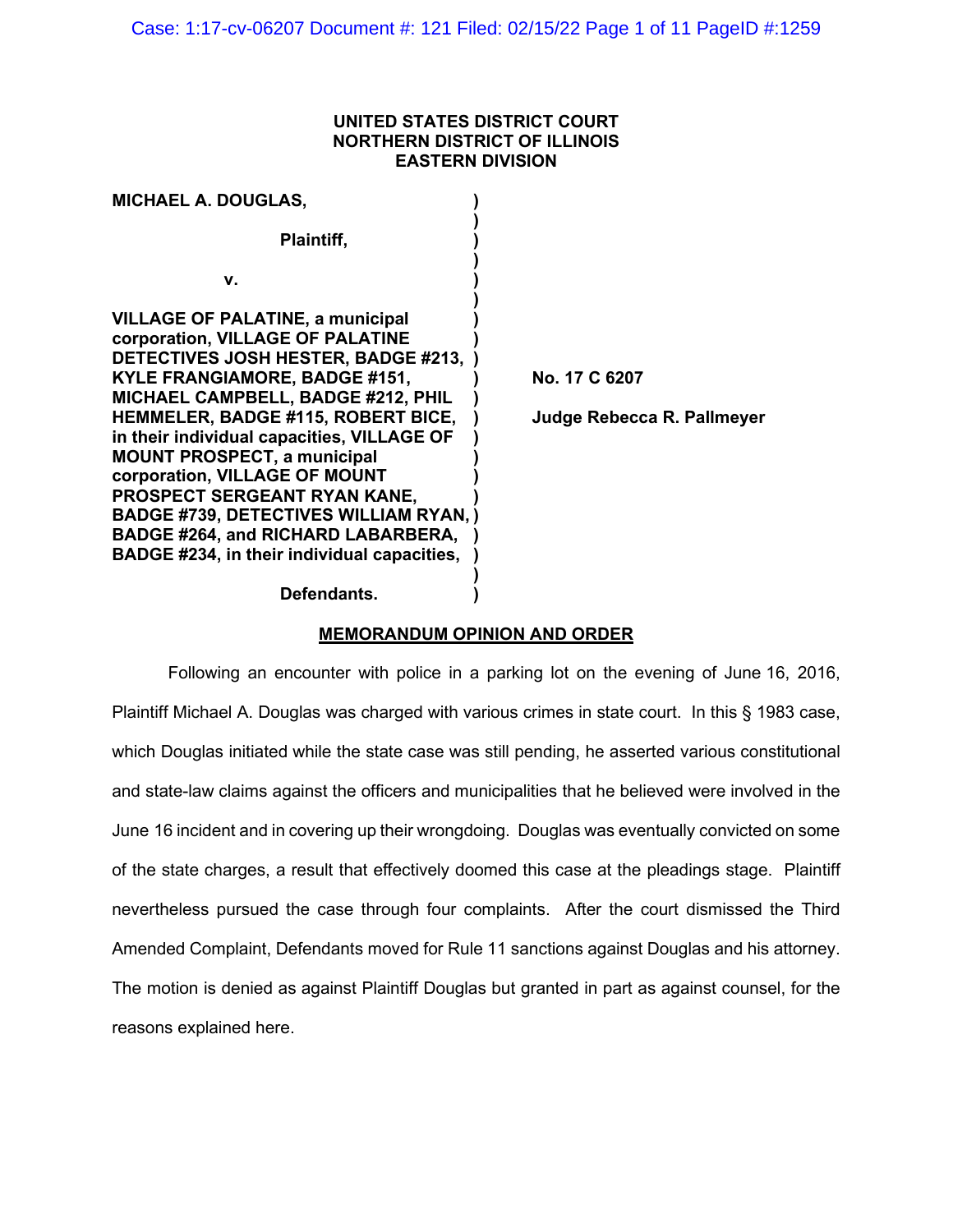**UNITED STATES DISTRICT COURT**
**NORTHERN DISTRICT OF ILLINOIS**
**EASTERN DIVISION**

**MICHAEL A. DOUGLAS,**

**Plaintiff,**

**v.**

**VILLAGE OF PALATINE, a municipal corporation, VILLAGE OF PALATINE DETECTIVES JOSH HESTER, BADGE #213, KYLE FRANGIAMORE, BADGE #151, MICHAEL CAMPBELL, BADGE #212, PHIL HEMMELER, BADGE #115, ROBERT BICE, in their individual capacities, VILLAGE OF MOUNT PROSPECT, a municipal corporation, VILLAGE OF MOUNT PROSPECT SERGEANT RYAN KANE, BADGE #739, DETECTIVES WILLIAM RYAN, BADGE #264, and RICHARD LABARBERA, BADGE #234, in their individual capacities,**

**Defendants.**

**No. 17 C 6207**

**Judge Rebecca R. Pallmeyer**

**MEMORANDUM OPINION AND ORDER**

Following an encounter with police in a parking lot on the evening of June 16, 2016, Plaintiff Michael A. Douglas was charged with various crimes in state court. In this § 1983 case, which Douglas initiated while the state case was still pending, he asserted various constitutional and state-law claims against the officers and municipalities that he believed were involved in the June 16 incident and in covering up their wrongdoing. Douglas was eventually convicted on some of the state charges, a result that effectively doomed this case at the pleadings stage. Plaintiff nevertheless pursued the case through four complaints. After the court dismissed the Third Amended Complaint, Defendants moved for Rule 11 sanctions against Douglas and his attorney. The motion is denied as against Plaintiff Douglas but granted in part as against counsel, for the reasons explained here.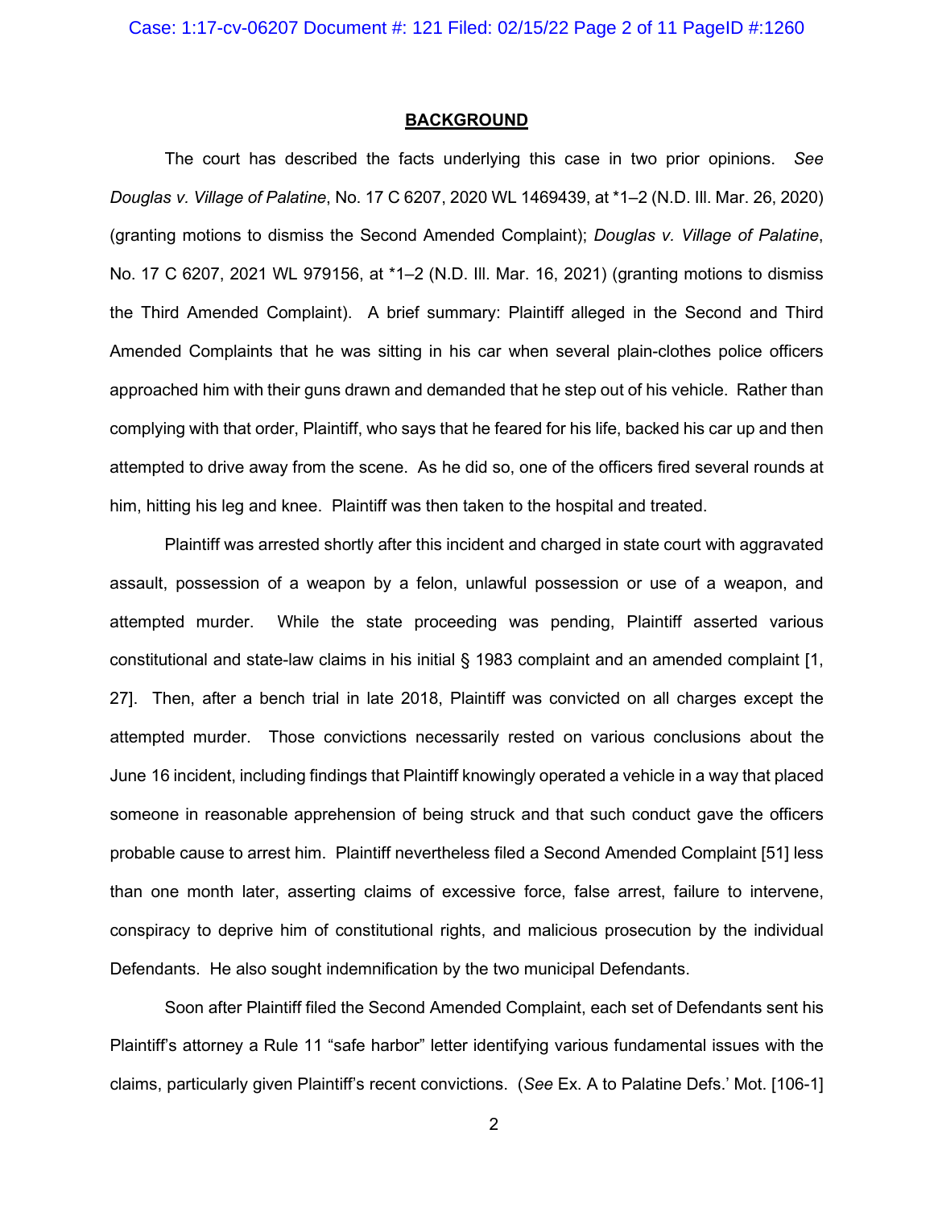## **BACKGROUND**

The court has described the facts underlying this case in two prior opinions. *See Douglas v. Village of Palatine*, No. 17 C 6207, 2020 WL 1469439, at *1–2 (N.D. Ill. Mar. 26, 2020) (granting motions to dismiss the Second Amended Complaint); *Douglas v. Village of Palatine*, No. 17 C 6207, 2021 WL 979156, at *1–2 (N.D. Ill. Mar. 16, 2021) (granting motions to dismiss the Third Amended Complaint). A brief summary: Plaintiff alleged in the Second and Third Amended Complaints that he was sitting in his car when several plain-clothes police officers approached him with their guns drawn and demanded that he step out of his vehicle. Rather than complying with that order, Plaintiff, who says that he feared for his life, backed his car up and then attempted to drive away from the scene. As he did so, one of the officers fired several rounds at him, hitting his leg and knee. Plaintiff was then taken to the hospital and treated.

Plaintiff was arrested shortly after this incident and charged in state court with aggravated assault, possession of a weapon by a felon, unlawful possession or use of a weapon, and attempted murder. While the state proceeding was pending, Plaintiff asserted various constitutional and state-law claims in his initial § 1983 complaint and an amended complaint [1, 27]. Then, after a bench trial in late 2018, Plaintiff was convicted on all charges except the attempted murder. Those convictions necessarily rested on various conclusions about the June 16 incident, including findings that Plaintiff knowingly operated a vehicle in a way that placed someone in reasonable apprehension of being struck and that such conduct gave the officers probable cause to arrest him. Plaintiff nevertheless filed a Second Amended Complaint [51] less than one month later, asserting claims of excessive force, false arrest, failure to intervene, conspiracy to deprive him of constitutional rights, and malicious prosecution by the individual Defendants. He also sought indemnification by the two municipal Defendants.

Soon after Plaintiff filed the Second Amended Complaint, each set of Defendants sent his Plaintiff's attorney a Rule 11 "safe harbor" letter identifying various fundamental issues with the claims, particularly given Plaintiff's recent convictions. (*See* Ex. A to Palatine Defs.' Mot. [106-1]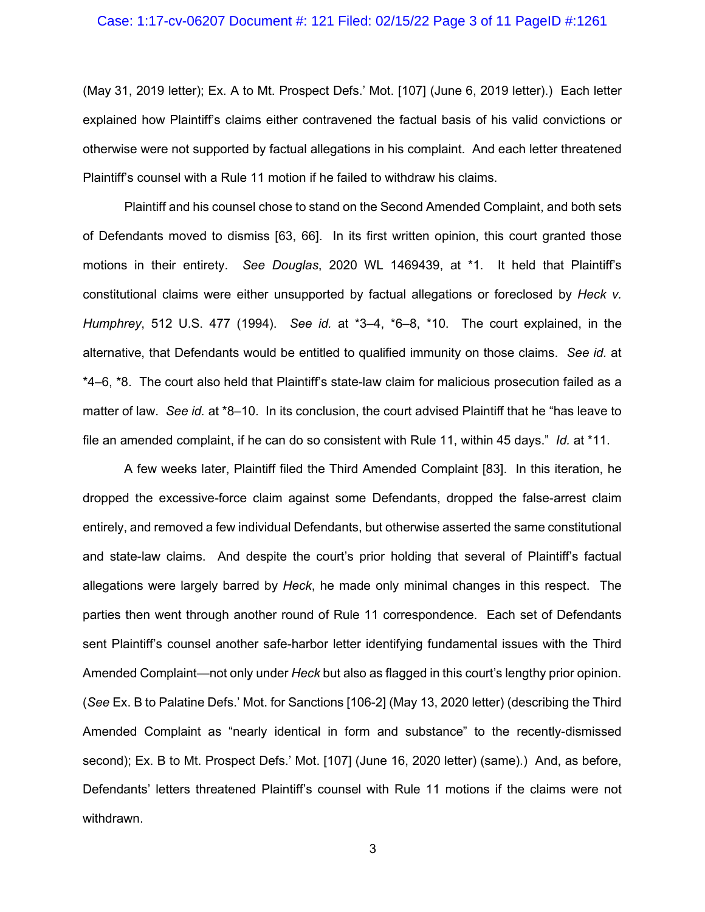(May 31, 2019 letter); Ex. A to Mt. Prospect Defs.' Mot. [107] (June 6, 2019 letter).) Each letter explained how Plaintiff's claims either contravened the factual basis of his valid convictions or otherwise were not supported by factual allegations in his complaint. And each letter threatened Plaintiff's counsel with a Rule 11 motion if he failed to withdraw his claims.

Plaintiff and his counsel chose to stand on the Second Amended Complaint, and both sets of Defendants moved to dismiss [63, 66]. In its first written opinion, this court granted those motions in their entirety. *See Douglas*, 2020 WL 1469439, at *1. It held that Plaintiff's constitutional claims were either unsupported by factual allegations or foreclosed by *Heck v. Humphrey*, 512 U.S. 477 (1994). *See id.* at *3–4, *6–8, *10. The court explained, in the alternative, that Defendants would be entitled to qualified immunity on those claims. *See id.* at *4–6, *8. The court also held that Plaintiff's state-law claim for malicious prosecution failed as a matter of law. *See id.* at *8–10. In its conclusion, the court advised Plaintiff that he "has leave to file an amended complaint, if he can do so consistent with Rule 11, within 45 days." *Id.* at *11.

A few weeks later, Plaintiff filed the Third Amended Complaint [83]. In this iteration, he dropped the excessive-force claim against some Defendants, dropped the false-arrest claim entirely, and removed a few individual Defendants, but otherwise asserted the same constitutional and state-law claims. And despite the court's prior holding that several of Plaintiff's factual allegations were largely barred by *Heck*, he made only minimal changes in this respect. The parties then went through another round of Rule 11 correspondence. Each set of Defendants sent Plaintiff's counsel another safe-harbor letter identifying fundamental issues with the Third Amended Complaint—not only under *Heck* but also as flagged in this court's lengthy prior opinion. (*See* Ex. B to Palatine Defs.' Mot. for Sanctions [106-2] (May 13, 2020 letter) (describing the Third Amended Complaint as "nearly identical in form and substance" to the recently-dismissed second); Ex. B to Mt. Prospect Defs.' Mot. [107] (June 16, 2020 letter) (same).) And, as before, Defendants' letters threatened Plaintiff's counsel with Rule 11 motions if the claims were not withdrawn.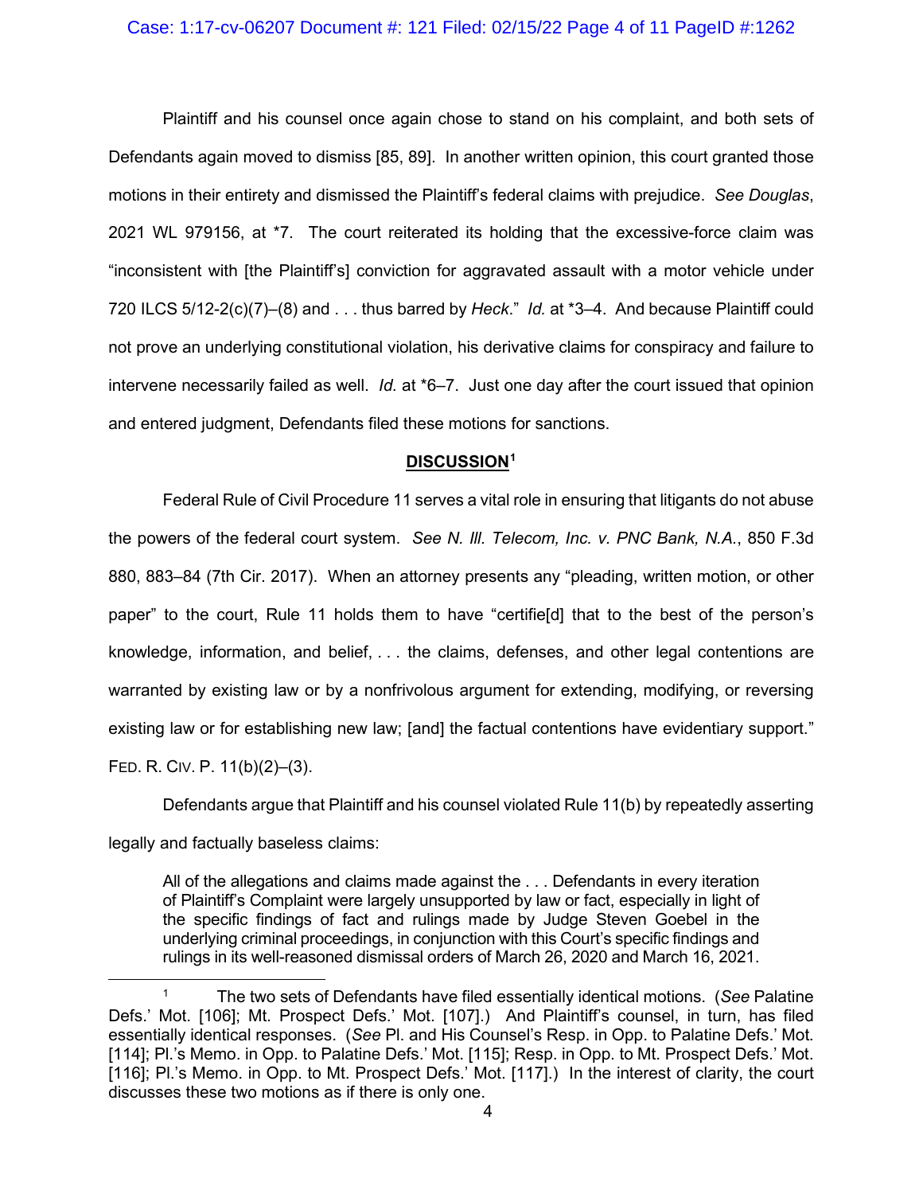Plaintiff and his counsel once again chose to stand on his complaint, and both sets of Defendants again moved to dismiss [85, 89]. In another written opinion, this court granted those motions in their entirety and dismissed the Plaintiff's federal claims with prejudice. *See Douglas*, 2021 WL 979156, at *7. The court reiterated its holding that the excessive-force claim was "inconsistent with [the Plaintiff's] conviction for aggravated assault with a motor vehicle under 720 ILCS 5/12-2(c)(7)–(8) and . . . thus barred by *Heck*." *Id.* at *3–4. And because Plaintiff could not prove an underlying constitutional violation, his derivative claims for conspiracy and failure to intervene necessarily failed as well. *Id.* at *6–7. Just one day after the court issued that opinion and entered judgment, Defendants filed these motions for sanctions.

## DISCUSSION[1]

Federal Rule of Civil Procedure 11 serves a vital role in ensuring that litigants do not abuse the powers of the federal court system. *See N. Ill. Telecom, Inc. v. PNC Bank, N.A.*, 850 F.3d 880, 883–84 (7th Cir. 2017). When an attorney presents any "pleading, written motion, or other paper" to the court, Rule 11 holds them to have "certifie[d] that to the best of the person's knowledge, information, and belief, . . . the claims, defenses, and other legal contentions are warranted by existing law or by a nonfrivolous argument for extending, modifying, or reversing existing law or for establishing new law; [and] the factual contentions have evidentiary support." FED. R. CIV. P. 11(b)(2)–(3).

Defendants argue that Plaintiff and his counsel violated Rule 11(b) by repeatedly asserting legally and factually baseless claims:

> All of the allegations and claims made against the . . . Defendants in every iteration of Plaintiff's Complaint were largely unsupported by law or fact, especially in light of the specific findings of fact and rulings made by Judge Steven Goebel in the underlying criminal proceedings, in conjunction with this Court's specific findings and rulings in its well-reasoned dismissal orders of March 26, 2020 and March 16, 2021.

[1] The two sets of Defendants have filed essentially identical motions. (*See* Palatine Defs.' Mot. [106]; Mt. Prospect Defs.' Mot. [107].) And Plaintiff's counsel, in turn, has filed essentially identical responses. (*See* Pl. and His Counsel's Resp. in Opp. to Palatine Defs.' Mot. [114]; Pl.'s Memo. in Opp. to Palatine Defs.' Mot. [115]; Resp. in Opp. to Mt. Prospect Defs.' Mot. [116]; Pl.'s Memo. in Opp. to Mt. Prospect Defs.' Mot. [117].) In the interest of clarity, the court discusses these two motions as if there is only one.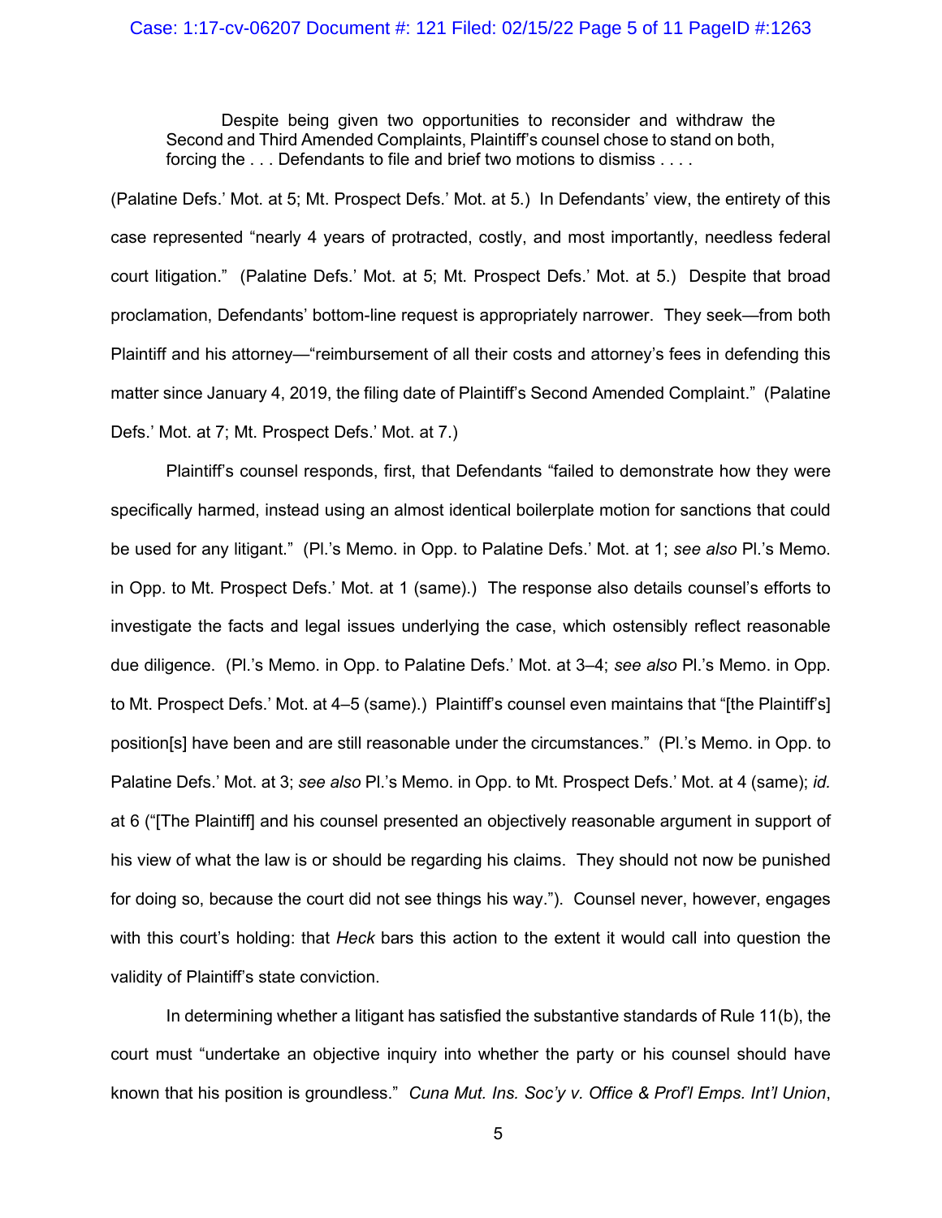> Despite being given two opportunities to reconsider and withdraw the Second and Third Amended Complaints, Plaintiff's counsel chose to stand on both, forcing the . . . Defendants to file and brief two motions to dismiss . . . .

(Palatine Defs.' Mot. at 5; Mt. Prospect Defs.' Mot. at 5.) In Defendants' view, the entirety of this case represented "nearly 4 years of protracted, costly, and most importantly, needless federal court litigation." (Palatine Defs.' Mot. at 5; Mt. Prospect Defs.' Mot. at 5.) Despite that broad proclamation, Defendants' bottom-line request is appropriately narrower. They seek—from both Plaintiff and his attorney—"reimbursement of all their costs and attorney's fees in defending this matter since January 4, 2019, the filing date of Plaintiff's Second Amended Complaint." (Palatine Defs.' Mot. at 7; Mt. Prospect Defs.' Mot. at 7.)

Plaintiff's counsel responds, first, that Defendants "failed to demonstrate how they were specifically harmed, instead using an almost identical boilerplate motion for sanctions that could be used for any litigant." (Pl.'s Memo. in Opp. to Palatine Defs.' Mot. at 1; *see also* Pl.'s Memo. in Opp. to Mt. Prospect Defs.' Mot. at 1 (same).) The response also details counsel's efforts to investigate the facts and legal issues underlying the case, which ostensibly reflect reasonable due diligence. (Pl.'s Memo. in Opp. to Palatine Defs.' Mot. at 3–4; *see also* Pl.'s Memo. in Opp. to Mt. Prospect Defs.' Mot. at 4–5 (same).) Plaintiff's counsel even maintains that "[the Plaintiff's] position[s] have been and are still reasonable under the circumstances." (Pl.'s Memo. in Opp. to Palatine Defs.' Mot. at 3; *see also* Pl.'s Memo. in Opp. to Mt. Prospect Defs.' Mot. at 4 (same); *id.* at 6 ("[The Plaintiff] and his counsel presented an objectively reasonable argument in support of his view of what the law is or should be regarding his claims. They should not now be punished for doing so, because the court did not see things his way."). Counsel never, however, engages with this court's holding: that *Heck* bars this action to the extent it would call into question the validity of Plaintiff's state conviction.

In determining whether a litigant has satisfied the substantive standards of Rule 11(b), the court must "undertake an objective inquiry into whether the party or his counsel should have known that his position is groundless." *Cuna Mut. Ins. Soc'y v. Office & Prof'l Emps. Int'l Union*,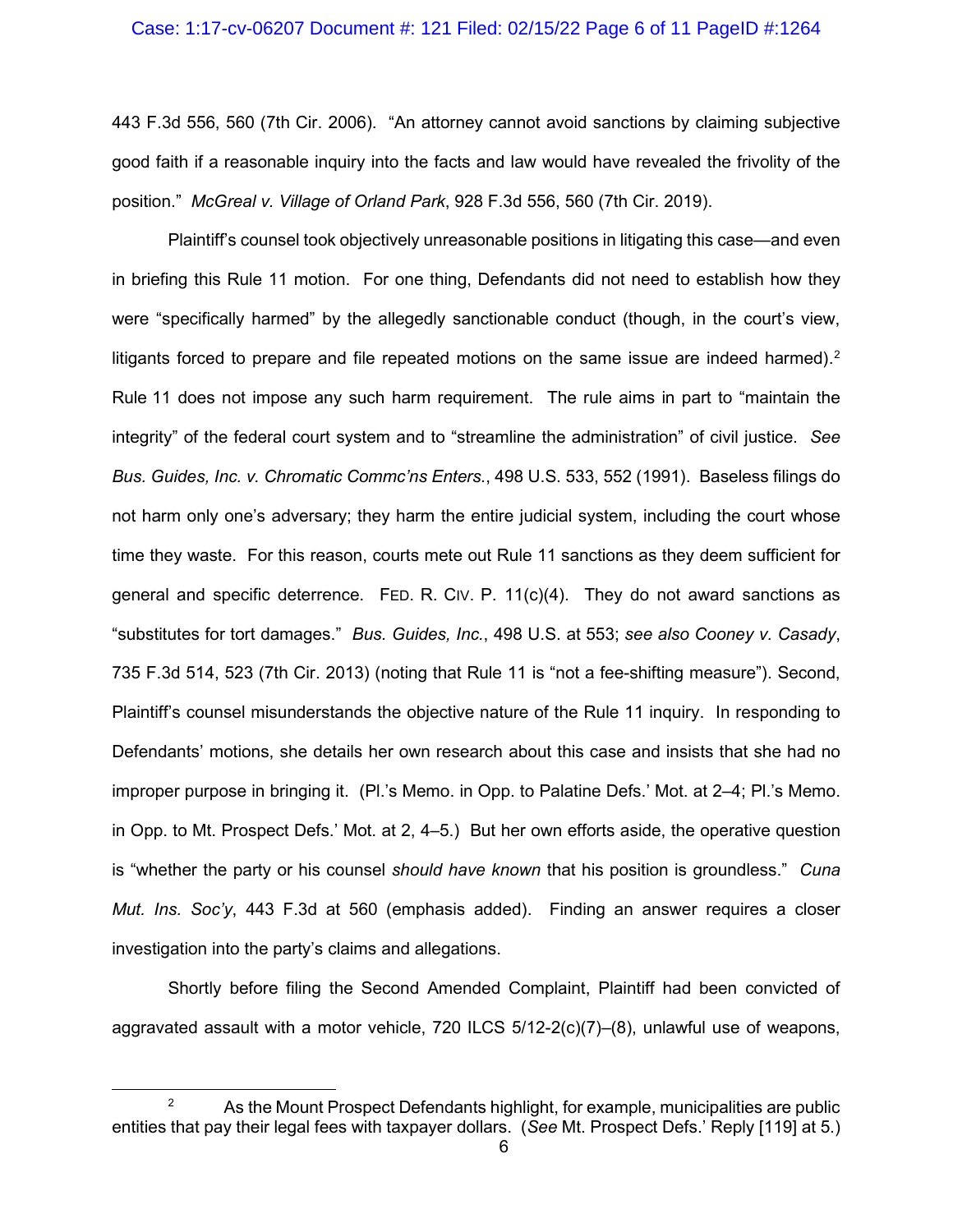443 F.3d 556, 560 (7th Cir. 2006). "An attorney cannot avoid sanctions by claiming subjective good faith if a reasonable inquiry into the facts and law would have revealed the frivolity of the position." *McGreal v. Village of Orland Park*, 928 F.3d 556, 560 (7th Cir. 2019).

Plaintiff's counsel took objectively unreasonable positions in litigating this case—and even in briefing this Rule 11 motion. For one thing, Defendants did not need to establish how they were "specifically harmed" by the allegedly sanctionable conduct (though, in the court's view, litigants forced to prepare and file repeated motions on the same issue are indeed harmed).[2] Rule 11 does not impose any such harm requirement. The rule aims in part to "maintain the integrity" of the federal court system and to "streamline the administration" of civil justice. *See Bus. Guides, Inc. v. Chromatic Commc'ns Enters.*, 498 U.S. 533, 552 (1991). Baseless filings do not harm only one's adversary; they harm the entire judicial system, including the court whose time they waste. For this reason, courts mete out Rule 11 sanctions as they deem sufficient for general and specific deterrence. FED. R. CIV. P. 11(c)(4). They do not award sanctions as "substitutes for tort damages." *Bus. Guides, Inc.*, 498 U.S. at 553; *see also Cooney v. Casady*, 735 F.3d 514, 523 (7th Cir. 2013) (noting that Rule 11 is "not a fee-shifting measure"). Second, Plaintiff's counsel misunderstands the objective nature of the Rule 11 inquiry. In responding to Defendants' motions, she details her own research about this case and insists that she had no improper purpose in bringing it. (Pl.'s Memo. in Opp. to Palatine Defs.' Mot. at 2–4; Pl.'s Memo. in Opp. to Mt. Prospect Defs.' Mot. at 2, 4–5.) But her own efforts aside, the operative question is "whether the party or his counsel *should have known* that his position is groundless." *Cuna Mut. Ins. Soc'y*, 443 F.3d at 560 (emphasis added). Finding an answer requires a closer investigation into the party's claims and allegations.

Shortly before filing the Second Amended Complaint, Plaintiff had been convicted of aggravated assault with a motor vehicle, 720 ILCS 5/12-2(c)(7)–(8), unlawful use of weapons,

[2] As the Mount Prospect Defendants highlight, for example, municipalities are public entities that pay their legal fees with taxpayer dollars. (*See* Mt. Prospect Defs.' Reply [119] at 5.)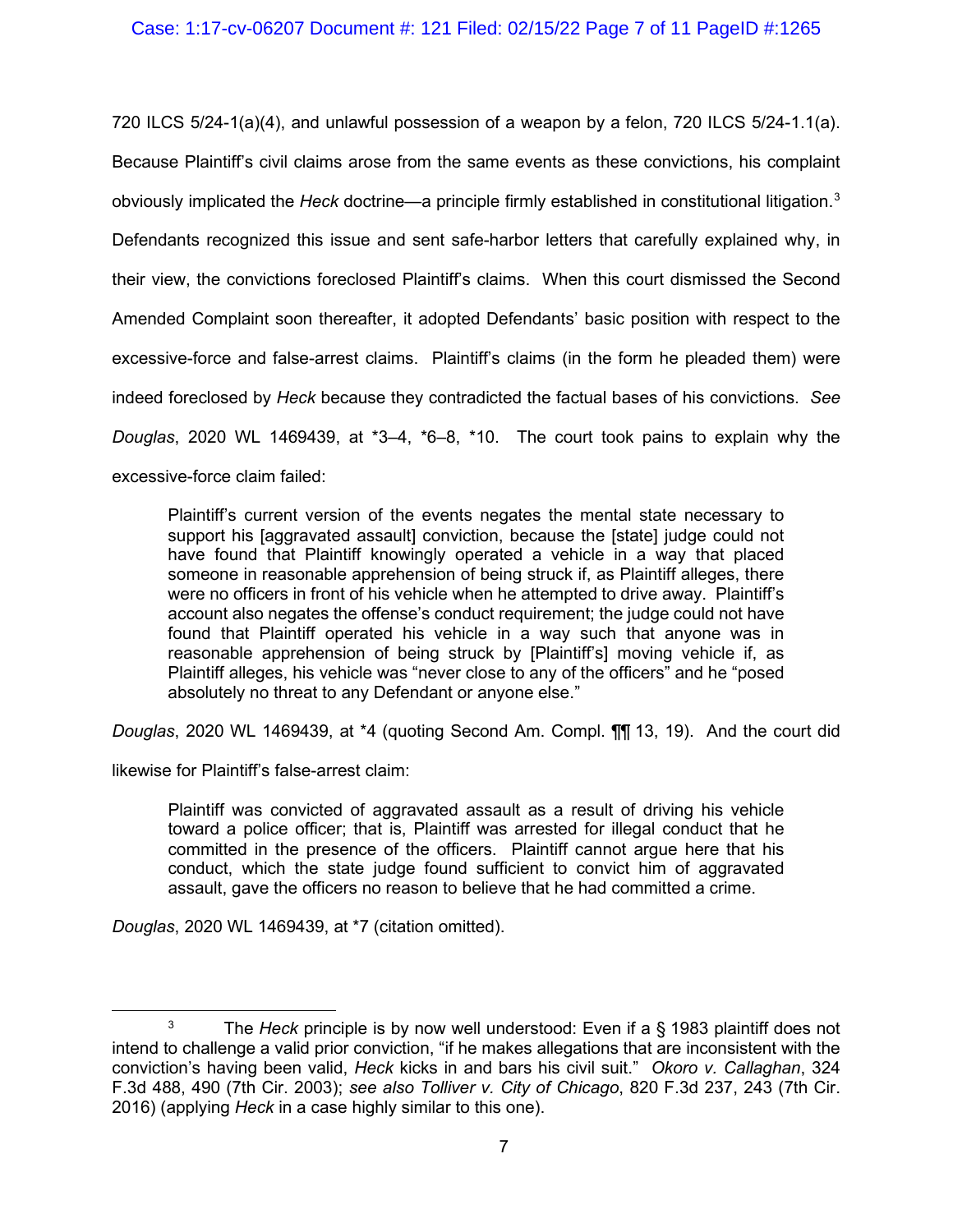720 ILCS 5/24-1(a)(4), and unlawful possession of a weapon by a felon, 720 ILCS 5/24-1.1(a). Because Plaintiff's civil claims arose from the same events as these convictions, his complaint obviously implicated the *Heck* doctrine—a principle firmly established in constitutional litigation.[3] Defendants recognized this issue and sent safe-harbor letters that carefully explained why, in their view, the convictions foreclosed Plaintiff's claims. When this court dismissed the Second Amended Complaint soon thereafter, it adopted Defendants' basic position with respect to the excessive-force and false-arrest claims. Plaintiff's claims (in the form he pleaded them) were indeed foreclosed by *Heck* because they contradicted the factual bases of his convictions. *See Douglas*, 2020 WL 1469439, at *3–4, *6–8, *10. The court took pains to explain why the excessive-force claim failed:

> Plaintiff's current version of the events negates the mental state necessary to support his [aggravated assault] conviction, because the [state] judge could not have found that Plaintiff knowingly operated a vehicle in a way that placed someone in reasonable apprehension of being struck if, as Plaintiff alleges, there were no officers in front of his vehicle when he attempted to drive away. Plaintiff's account also negates the offense's conduct requirement; the judge could not have found that Plaintiff operated his vehicle in a way such that anyone was in reasonable apprehension of being struck by [Plaintiff's] moving vehicle if, as Plaintiff alleges, his vehicle was "never close to any of the officers" and he "posed absolutely no threat to any Defendant or anyone else."

*Douglas*, 2020 WL 1469439, at *4 (quoting Second Am. Compl. ¶¶ 13, 19). And the court did likewise for Plaintiff's false-arrest claim:

> Plaintiff was convicted of aggravated assault as a result of driving his vehicle toward a police officer; that is, Plaintiff was arrested for illegal conduct that he committed in the presence of the officers. Plaintiff cannot argue here that his conduct, which the state judge found sufficient to convict him of aggravated assault, gave the officers no reason to believe that he had committed a crime.

*Douglas*, 2020 WL 1469439, at *7 (citation omitted).

---

[3] The *Heck* principle is by now well understood: Even if a § 1983 plaintiff does not intend to challenge a valid prior conviction, "if he makes allegations that are inconsistent with the conviction's having been valid, *Heck* kicks in and bars his civil suit." *Okoro v. Callaghan*, 324 F.3d 488, 490 (7th Cir. 2003); *see also Tolliver v. City of Chicago*, 820 F.3d 237, 243 (7th Cir. 2016) (applying *Heck* in a case highly similar to this one).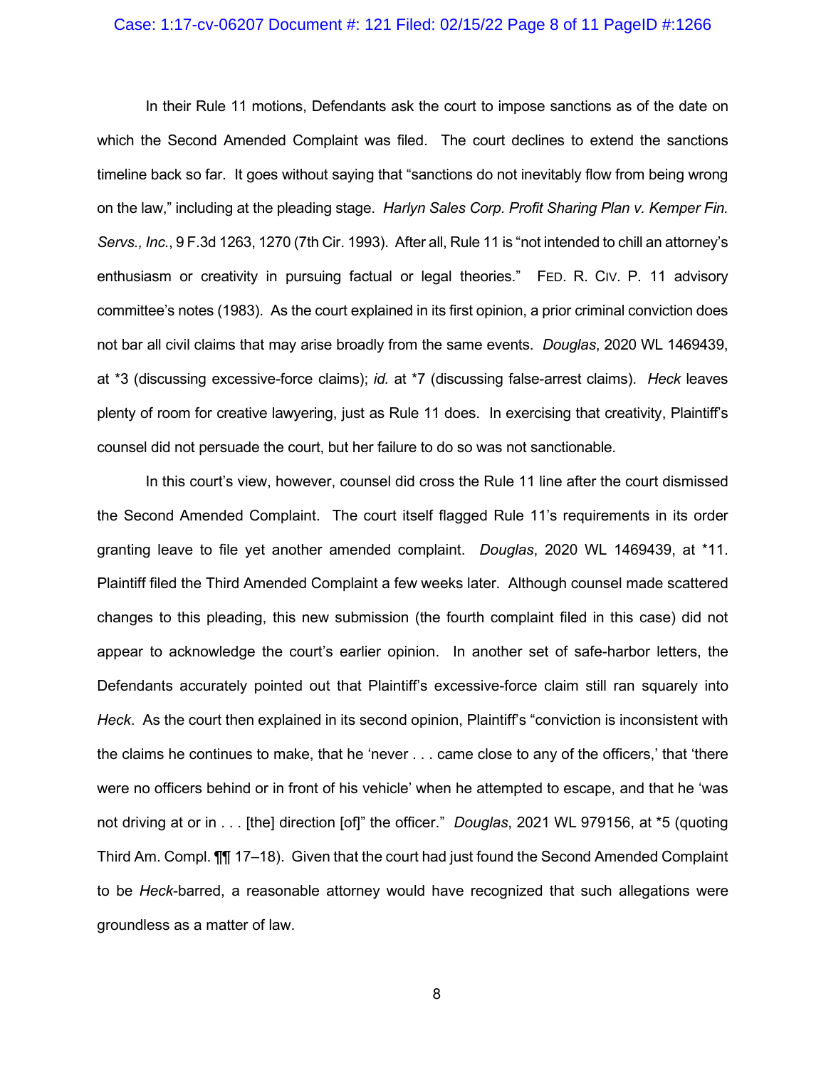In their Rule 11 motions, Defendants ask the court to impose sanctions as of the date on which the Second Amended Complaint was filed. The court declines to extend the sanctions timeline back so far. It goes without saying that "sanctions do not inevitably flow from being wrong on the law," including at the pleading stage. *Harlyn Sales Corp. Profit Sharing Plan v. Kemper Fin. Servs., Inc.*, 9 F.3d 1263, 1270 (7th Cir. 1993). After all, Rule 11 is "not intended to chill an attorney's enthusiasm or creativity in pursuing factual or legal theories." FED. R. CIV. P. 11 advisory committee's notes (1983). As the court explained in its first opinion, a prior criminal conviction does not bar all civil claims that may arise broadly from the same events. *Douglas*, 2020 WL 1469439, at *3 (discussing excessive-force claims); *id.* at *7 (discussing false-arrest claims). *Heck* leaves plenty of room for creative lawyering, just as Rule 11 does. In exercising that creativity, Plaintiff's counsel did not persuade the court, but her failure to do so was not sanctionable.

In this court's view, however, counsel did cross the Rule 11 line after the court dismissed the Second Amended Complaint. The court itself flagged Rule 11's requirements in its order granting leave to file yet another amended complaint. *Douglas*, 2020 WL 1469439, at *11. Plaintiff filed the Third Amended Complaint a few weeks later. Although counsel made scattered changes to this pleading, this new submission (the fourth complaint filed in this case) did not appear to acknowledge the court's earlier opinion. In another set of safe-harbor letters, the Defendants accurately pointed out that Plaintiff's excessive-force claim still ran squarely into *Heck*. As the court then explained in its second opinion, Plaintiff's "conviction is inconsistent with the claims he continues to make, that he 'never . . . came close to any of the officers,' that 'there were no officers behind or in front of his vehicle' when he attempted to escape, and that he 'was not driving at or in . . . [the] direction [of]" the officer." *Douglas*, 2021 WL 979156, at *5 (quoting Third Am. Compl. ¶¶ 17–18). Given that the court had just found the Second Amended Complaint to be *Heck*-barred, a reasonable attorney would have recognized that such allegations were groundless as a matter of law.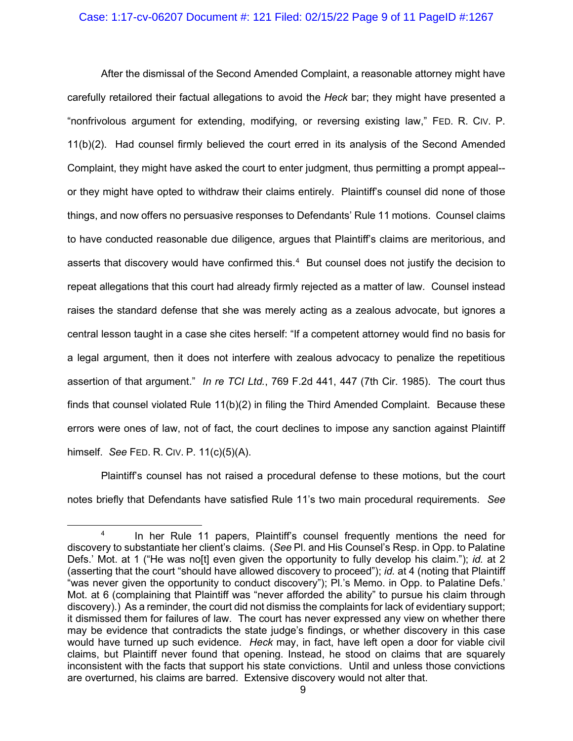After the dismissal of the Second Amended Complaint, a reasonable attorney might have carefully retailored their factual allegations to avoid the *Heck* bar; they might have presented a "nonfrivolous argument for extending, modifying, or reversing existing law," FED. R. CIV. P. 11(b)(2). Had counsel firmly believed the court erred in its analysis of the Second Amended Complaint, they might have asked the court to enter judgment, thus permitting a prompt appeal--or they might have opted to withdraw their claims entirely. Plaintiff's counsel did none of those things, and now offers no persuasive responses to Defendants' Rule 11 motions. Counsel claims to have conducted reasonable due diligence, argues that Plaintiff's claims are meritorious, and asserts that discovery would have confirmed this.[4] But counsel does not justify the decision to repeat allegations that this court had already firmly rejected as a matter of law. Counsel instead raises the standard defense that she was merely acting as a zealous advocate, but ignores a central lesson taught in a case she cites herself: "If a competent attorney would find no basis for a legal argument, then it does not interfere with zealous advocacy to penalize the repetitious assertion of that argument." *In re TCI Ltd.*, 769 F.2d 441, 447 (7th Cir. 1985). The court thus finds that counsel violated Rule 11(b)(2) in filing the Third Amended Complaint. Because these errors were ones of law, not of fact, the court declines to impose any sanction against Plaintiff himself. *See* FED. R. CIV. P. 11(c)(5)(A).

Plaintiff's counsel has not raised a procedural defense to these motions, but the court notes briefly that Defendants have satisfied Rule 11's two main procedural requirements. *See*

---

[4] In her Rule 11 papers, Plaintiff's counsel frequently mentions the need for discovery to substantiate her client's claims. (*See* Pl. and His Counsel's Resp. in Opp. to Palatine Defs.' Mot. at 1 ("He was no[t] even given the opportunity to fully develop his claim."); *id.* at 2 (asserting that the court "should have allowed discovery to proceed"); *id.* at 4 (noting that Plaintiff "was never given the opportunity to conduct discovery"); Pl.'s Memo. in Opp. to Palatine Defs.' Mot. at 6 (complaining that Plaintiff was "never afforded the ability" to pursue his claim through discovery).) As a reminder, the court did not dismiss the complaints for lack of evidentiary support; it dismissed them for failures of law. The court has never expressed any view on whether there may be evidence that contradicts the state judge's findings, or whether discovery in this case would have turned up such evidence. *Heck* may, in fact, have left open a door for viable civil claims, but Plaintiff never found that opening. Instead, he stood on claims that are squarely inconsistent with the facts that support his state convictions. Until and unless those convictions are overturned, his claims are barred. Extensive discovery would not alter that.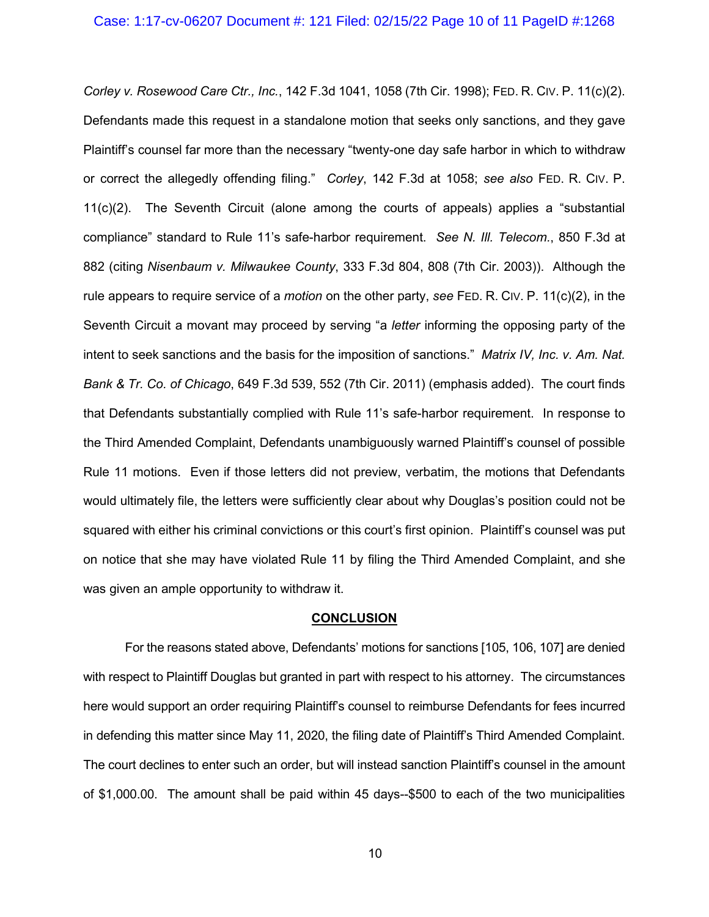*Corley v. Rosewood Care Ctr., Inc.*, 142 F.3d 1041, 1058 (7th Cir. 1998); FED. R. CIV. P. 11(c)(2). Defendants made this request in a standalone motion that seeks only sanctions, and they gave Plaintiff's counsel far more than the necessary "twenty-one day safe harbor in which to withdraw or correct the allegedly offending filing." *Corley*, 142 F.3d at 1058; *see also* FED. R. CIV. P. 11(c)(2). The Seventh Circuit (alone among the courts of appeals) applies a "substantial compliance" standard to Rule 11's safe-harbor requirement. *See N. Ill. Telecom.*, 850 F.3d at 882 (citing *Nisenbaum v. Milwaukee County*, 333 F.3d 804, 808 (7th Cir. 2003)). Although the rule appears to require service of a *motion* on the other party, *see* FED. R. CIV. P. 11(c)(2), in the Seventh Circuit a movant may proceed by serving "a *letter* informing the opposing party of the intent to seek sanctions and the basis for the imposition of sanctions." *Matrix IV, Inc. v. Am. Nat. Bank & Tr. Co. of Chicago*, 649 F.3d 539, 552 (7th Cir. 2011) (emphasis added). The court finds that Defendants substantially complied with Rule 11's safe-harbor requirement. In response to the Third Amended Complaint, Defendants unambiguously warned Plaintiff's counsel of possible Rule 11 motions. Even if those letters did not preview, verbatim, the motions that Defendants would ultimately file, the letters were sufficiently clear about why Douglas's position could not be squared with either his criminal convictions or this court's first opinion. Plaintiff's counsel was put on notice that she may have violated Rule 11 by filing the Third Amended Complaint, and she was given an ample opportunity to withdraw it.

## CONCLUSION

For the reasons stated above, Defendants' motions for sanctions [105, 106, 107] are denied with respect to Plaintiff Douglas but granted in part with respect to his attorney. The circumstances here would support an order requiring Plaintiff's counsel to reimburse Defendants for fees incurred in defending this matter since May 11, 2020, the filing date of Plaintiff's Third Amended Complaint. The court declines to enter such an order, but will instead sanction Plaintiff's counsel in the amount of $1,000.00. The amount shall be paid within 45 days--$500 to each of the two municipalities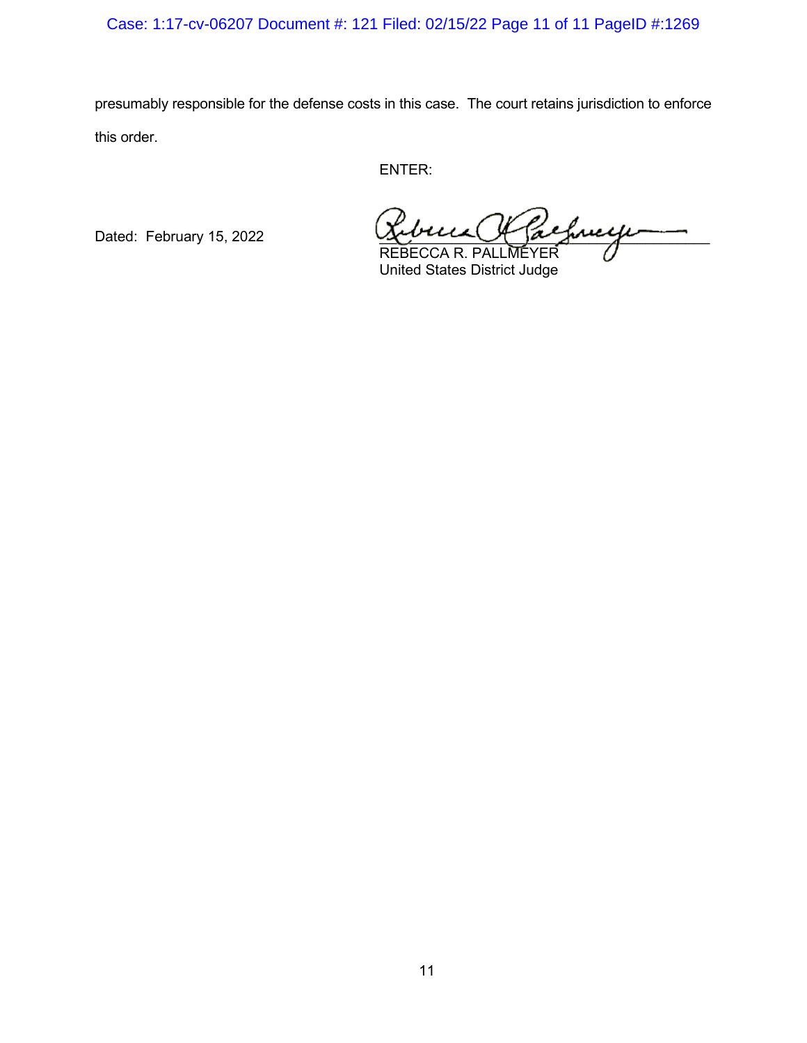presumably responsible for the defense costs in this case. The court retains jurisdiction to enforce this order.

ENTER:

Dated: February 15, 2022

REBECCA R. PALLMEYER
United States District Judge